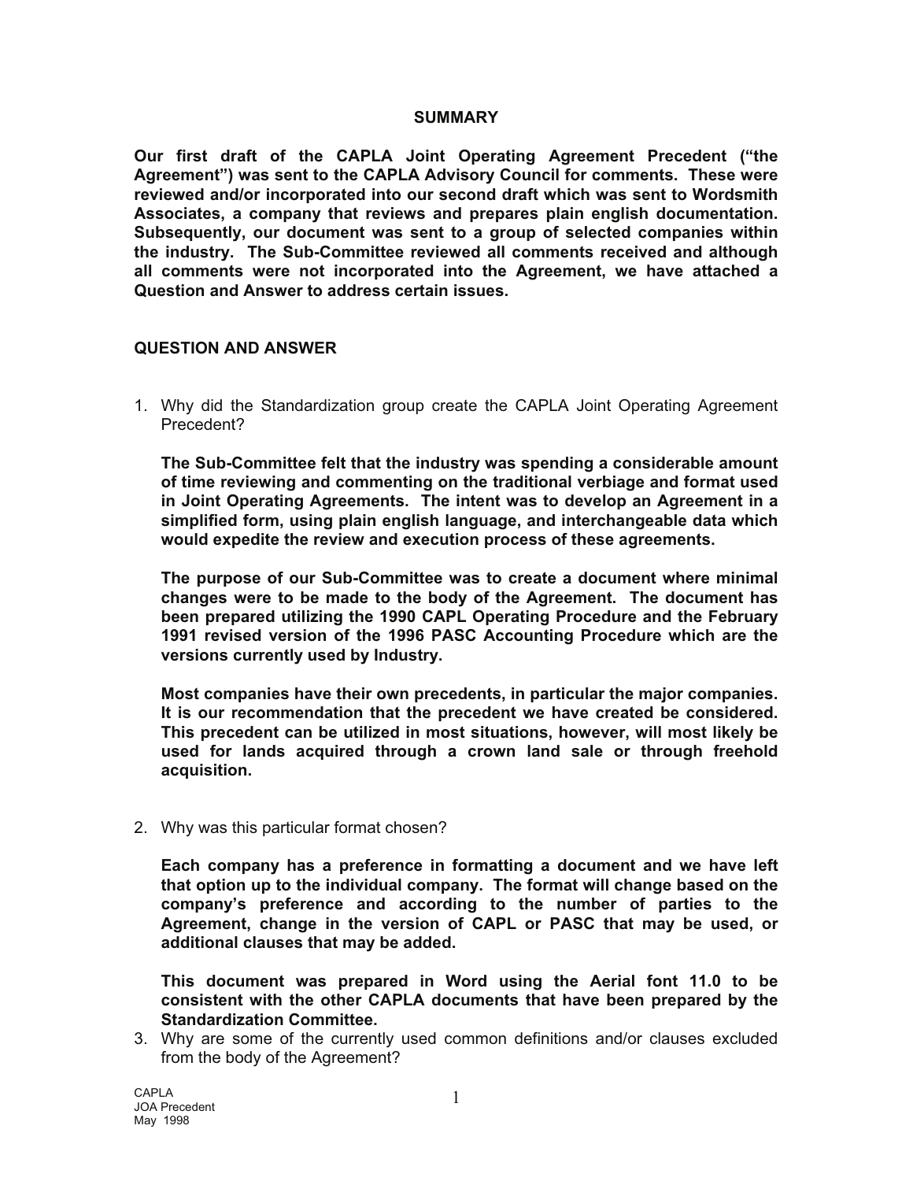## SUMMARY

**Our first draft of the CAPLA Joint Operating Agreement Precedent ("the Agreement") was sent to the CAPLA Advisory Council for comments. These were reviewed and/or incorporated into our second draft which was sent to Wordsmith Associates, a company that reviews and prepares plain english documentation. Subsequently, our document was sent to a group of selected companies within the industry. The Sub-Committee reviewed all comments received and although all comments were not incorporated into the Agreement, we have attached a Question and Answer to address certain issues.**

## QUESTION AND ANSWER

1. Why did the Standardization group create the CAPLA Joint Operating Agreement Precedent?

   **The Sub-Committee felt that the industry was spending a considerable amount of time reviewing and commenting on the traditional verbiage and format used in Joint Operating Agreements. The intent was to develop an Agreement in a simplified form, using plain english language, and interchangeable data which would expedite the review and execution process of these agreements.**

   **The purpose of our Sub-Committee was to create a document where minimal changes were to be made to the body of the Agreement. The document has been prepared utilizing the 1990 CAPL Operating Procedure and the February 1991 revised version of the 1996 PASC Accounting Procedure which are the versions currently used by Industry.**

   **Most companies have their own precedents, in particular the major companies. It is our recommendation that the precedent we have created be considered. This precedent can be utilized in most situations, however, will most likely be used for lands acquired through a crown land sale or through freehold acquisition.**

2. Why was this particular format chosen?

   **Each company has a preference in formatting a document and we have left that option up to the individual company. The format will change based on the company's preference and according to the number of parties to the Agreement, change in the version of CAPL or PASC that may be used, or additional clauses that may be added.**

   **This document was prepared in Word using the Aerial font 11.0 to be consistent with the other CAPLA documents that have been prepared by the Standardization Committee.**

3. Why are some of the currently used common definitions and/or clauses excluded from the body of the Agreement?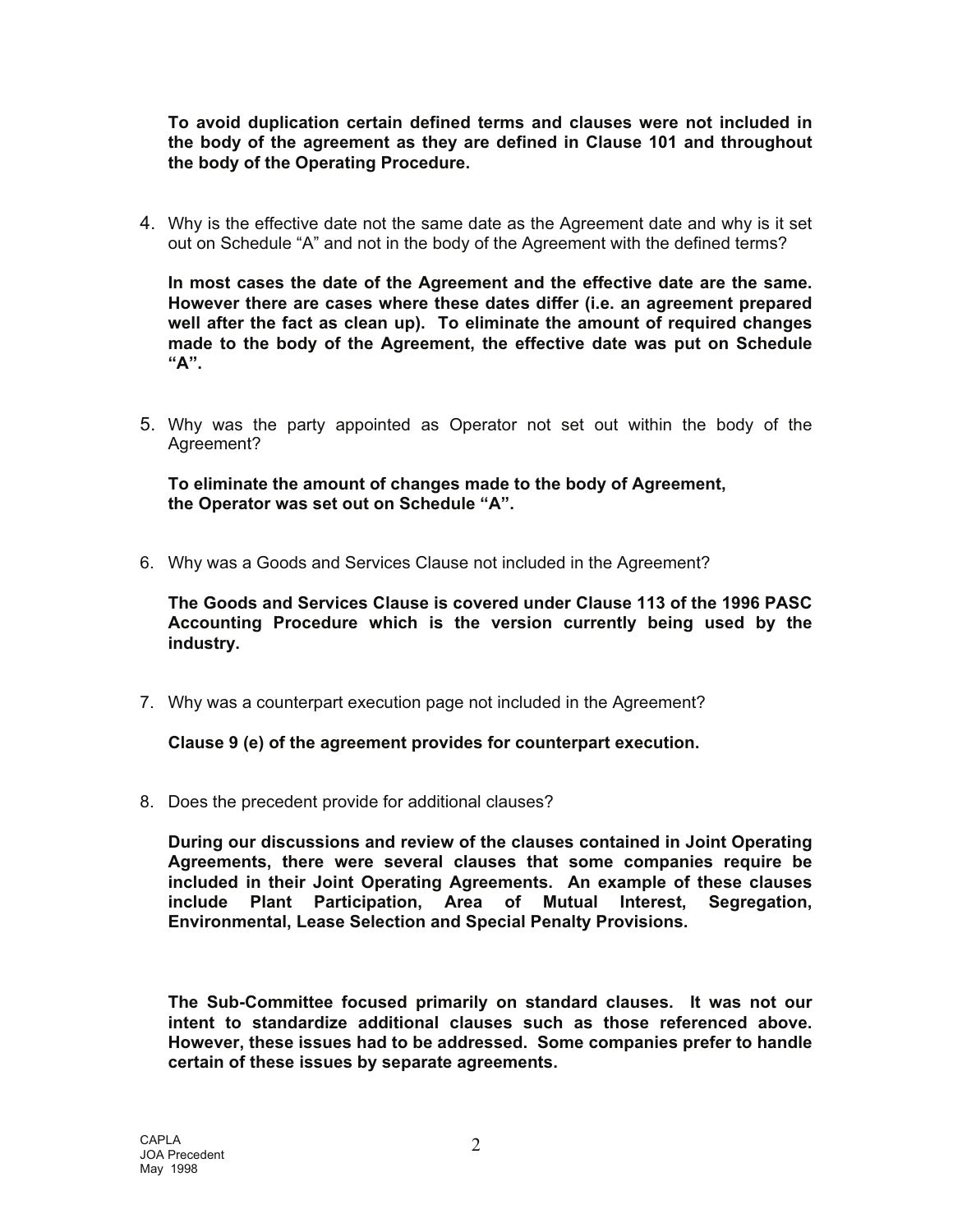**To avoid duplication certain defined terms and clauses were not included in the body of the agreement as they are defined in Clause 101 and throughout the body of the Operating Procedure.**

4. Why is the effective date not the same date as the Agreement date and why is it set out on Schedule "A" and not in the body of the Agreement with the defined terms?

   **In most cases the date of the Agreement and the effective date are the same. However there are cases where these dates differ (i.e. an agreement prepared well after the fact as clean up). To eliminate the amount of required changes made to the body of the Agreement, the effective date was put on Schedule "A".**

5. Why was the party appointed as Operator not set out within the body of the Agreement?

   **To eliminate the amount of changes made to the body of Agreement, the Operator was set out on Schedule "A".**

6. Why was a Goods and Services Clause not included in the Agreement?

   **The Goods and Services Clause is covered under Clause 113 of the 1996 PASC Accounting Procedure which is the version currently being used by the industry.**

7. Why was a counterpart execution page not included in the Agreement?

   **Clause 9 (e) of the agreement provides for counterpart execution.**

8. Does the precedent provide for additional clauses?

   **During our discussions and review of the clauses contained in Joint Operating Agreements, there were several clauses that some companies require be included in their Joint Operating Agreements. An example of these clauses include Plant Participation, Area of Mutual Interest, Segregation, Environmental, Lease Selection and Special Penalty Provisions.**

   **The Sub-Committee focused primarily on standard clauses. It was not our intent to standardize additional clauses such as those referenced above. However, these issues had to be addressed. Some companies prefer to handle certain of these issues by separate agreements.**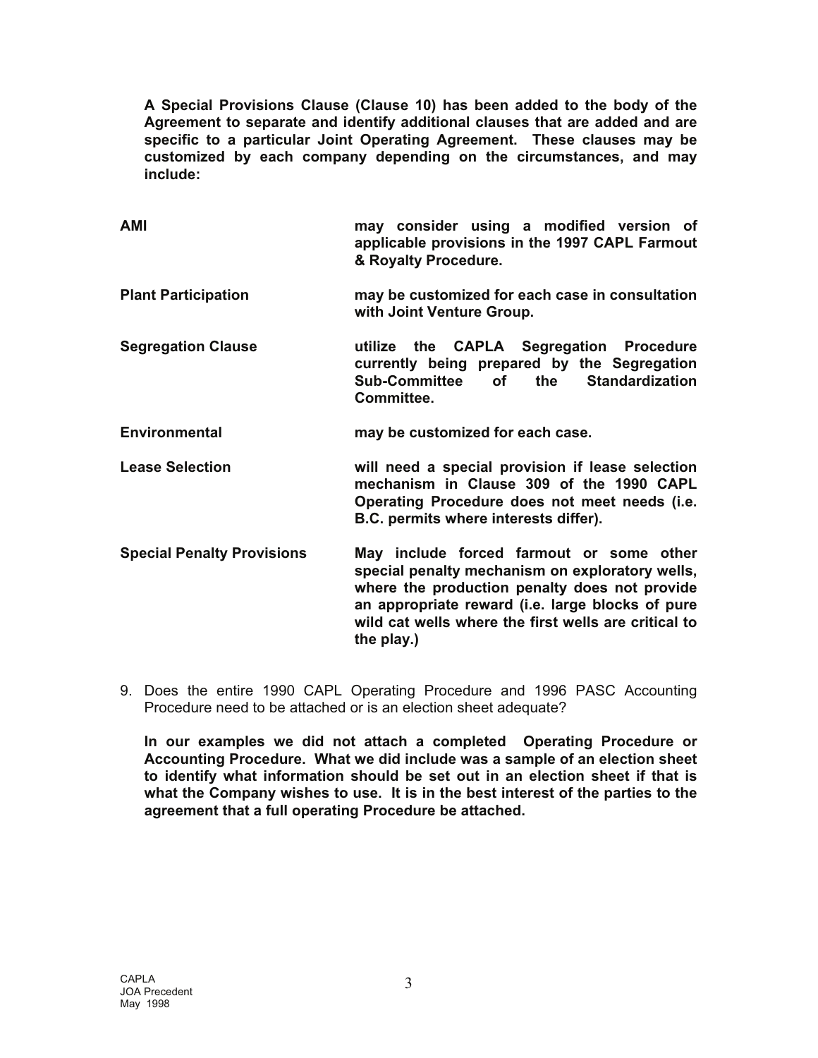**A Special Provisions Clause (Clause 10) has been added to the body of the Agreement to separate and identify additional clauses that are added and are specific to a particular Joint Operating Agreement. These clauses may be customized by each company depending on the circumstances, and may include:**

| | |
|---|---|
| **AMI** | **may consider using a modified version of applicable provisions in the 1997 CAPL Farmout & Royalty Procedure.** |
| **Plant Participation** | **may be customized for each case in consultation with Joint Venture Group.** |
| **Segregation Clause** | **utilize the CAPLA Segregation Procedure currently being prepared by the Segregation Sub-Committee of the Standardization Committee.** |
| **Environmental** | **may be customized for each case.** |
| **Lease Selection** | **will need a special provision if lease selection mechanism in Clause 309 of the 1990 CAPL Operating Procedure does not meet needs (i.e. B.C. permits where interests differ).** |
| **Special Penalty Provisions** | **May include forced farmout or some other special penalty mechanism on exploratory wells, where the production penalty does not provide an appropriate reward (i.e. large blocks of pure wild cat wells where the first wells are critical to the play.)** |

9. Does the entire 1990 CAPL Operating Procedure and 1996 PASC Accounting Procedure need to be attached or is an election sheet adequate?

   **In our examples we did not attach a completed Operating Procedure or Accounting Procedure. What we did include was a sample of an election sheet to identify what information should be set out in an election sheet if that is what the Company wishes to use. It is in the best interest of the parties to the agreement that a full operating Procedure be attached.**